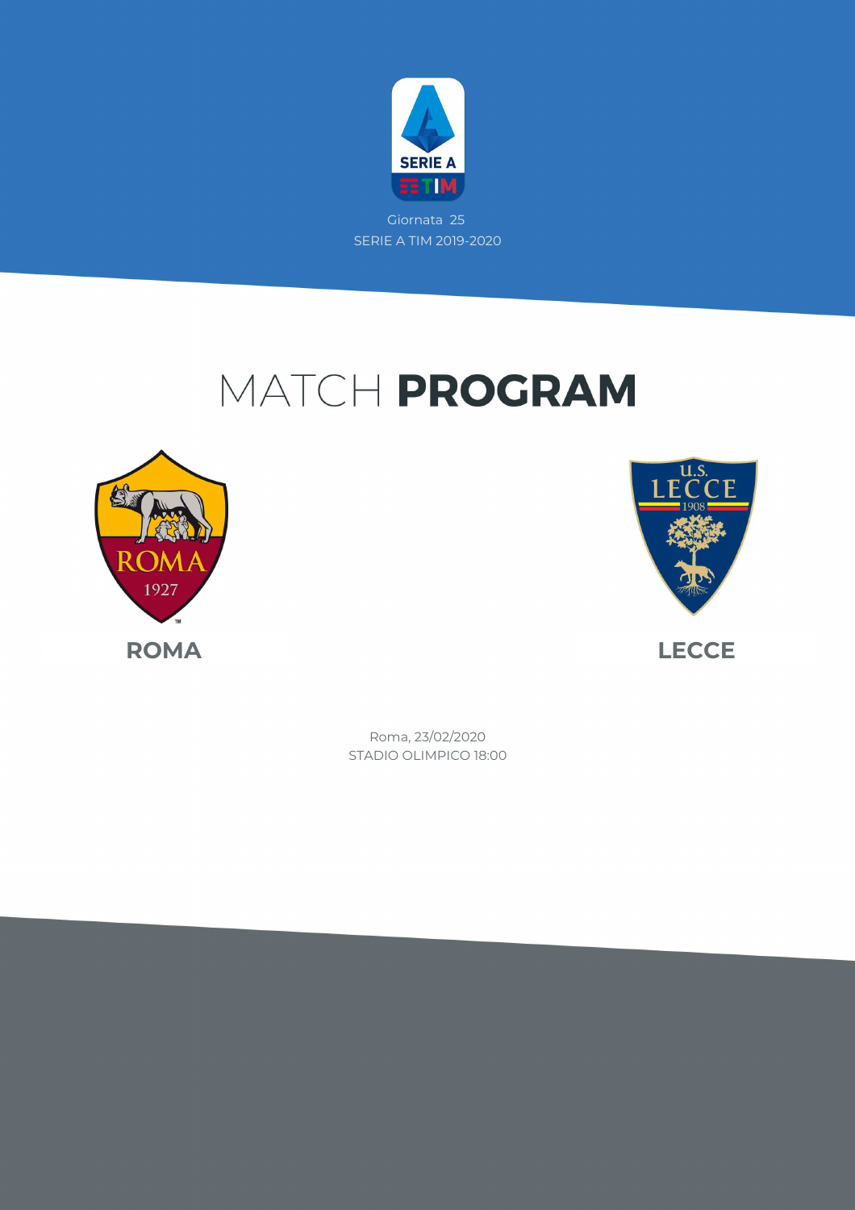Giornata 25
SERIE A TIM 2019-2020

# MATCH **PROGRAM**

**ROMA**

**LECCE**

Roma, 23/02/2020
STADIO OLIMPICO 18:00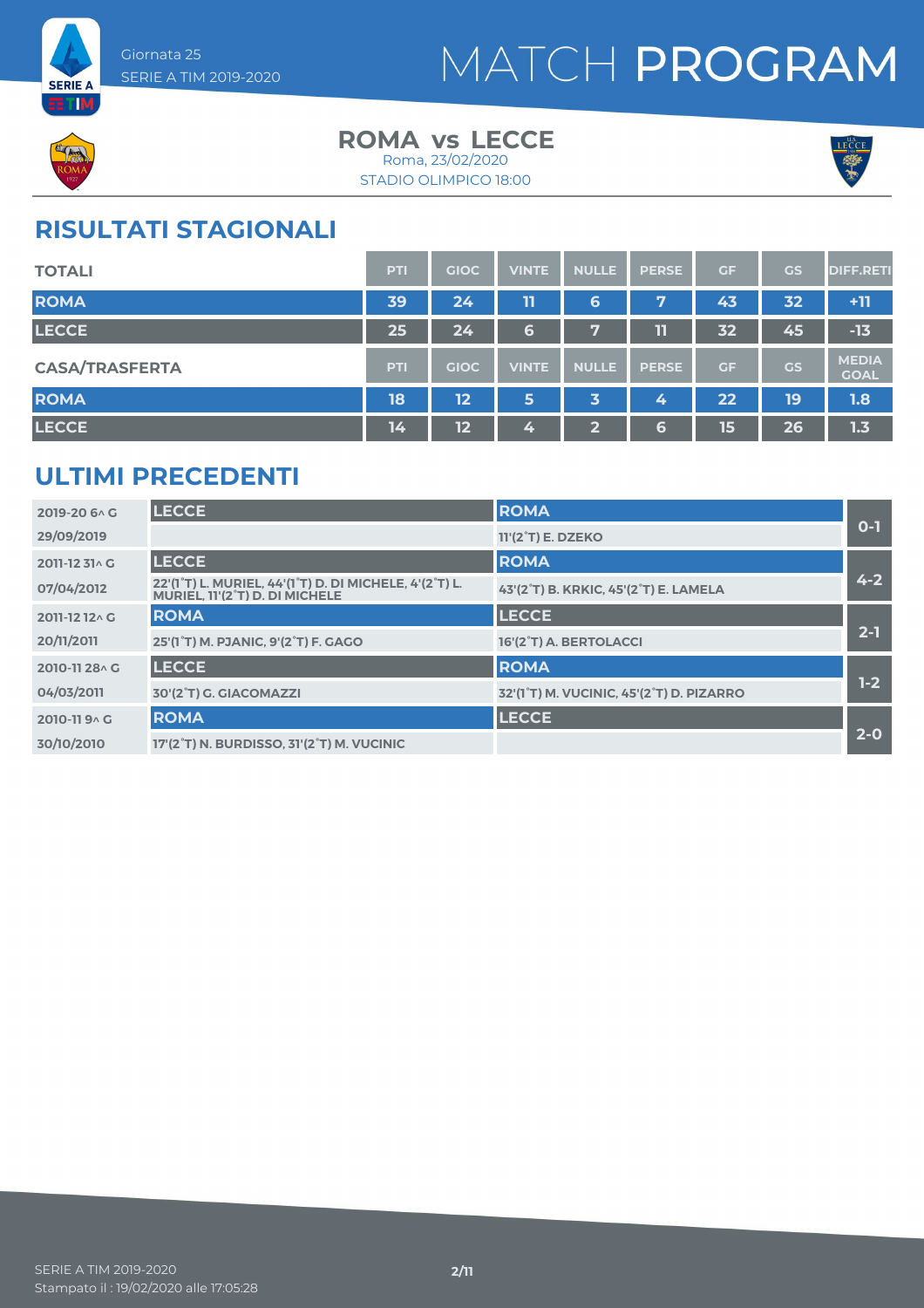Giornata 25
SERIE A TIM 2019-2020

# MATCH PROGRAM

## ROMA vs LECCE

Roma, 23/02/2020
STADIO OLIMPICO 18:00

## RISULTATI STAGIONALI

| TOTALI | PTI | GIOC | VINTE | NULLE | PERSE | GF | GS | DIFF.RETI |
|---|---|---|---|---|---|---|---|---|
| ROMA | 39 | 24 | 11 | 6 | 7 | 43 | 32 | +11 |
| LECCE | 25 | 24 | 6 | 7 | 11 | 32 | 45 | -13 |

| CASA/TRASFERTA | PTI | GIOC | VINTE | NULLE | PERSE | GF | GS | MEDIA GOAL |
|---|---|---|---|---|---|---|---|---|
| ROMA | 18 | 12 | 5 | 3 | 4 | 22 | 19 | 1.8 |
| LECCE | 14 | 12 | 4 | 2 | 6 | 15 | 26 | 1.3 |

## ULTIMI PRECEDENTI

| Giornata / Data | Casa | Trasferta | Risultato |
|---|---|---|---|
| 2019-20 6^ G – 29/09/2019 | LECCE | ROMA<br>11'(2°T) E. DZEKO | 0-1 |
| 2011-12 31^ G – 07/04/2012 | LECCE<br>22'(1°T) L. MURIEL, 44'(1°T) D. DI MICHELE, 4'(2°T) L. MURIEL, 11'(2°T) D. DI MICHELE | ROMA<br>43'(2°T) B. KRKIC, 45'(2°T) E. LAMELA | 4-2 |
| 2011-12 12^ G – 20/11/2011 | ROMA<br>25'(1°T) M. PJANIC, 9'(2°T) F. GAGO | LECCE<br>16'(2°T) A. BERTOLACCI | 2-1 |
| 2010-11 28^ G – 04/03/2011 | LECCE<br>30'(2°T) G. GIACOMAZZI | ROMA<br>32'(1°T) M. VUCINIC, 45'(2°T) D. PIZARRO | 1-2 |
| 2010-11 9^ G – 30/10/2010 | ROMA<br>17'(2°T) N. BURDISSO, 31'(2°T) M. VUCINIC | LECCE | 2-0 |

SERIE A TIM 2019-2020
Stampato il : 19/02/2020 alle 17:05:28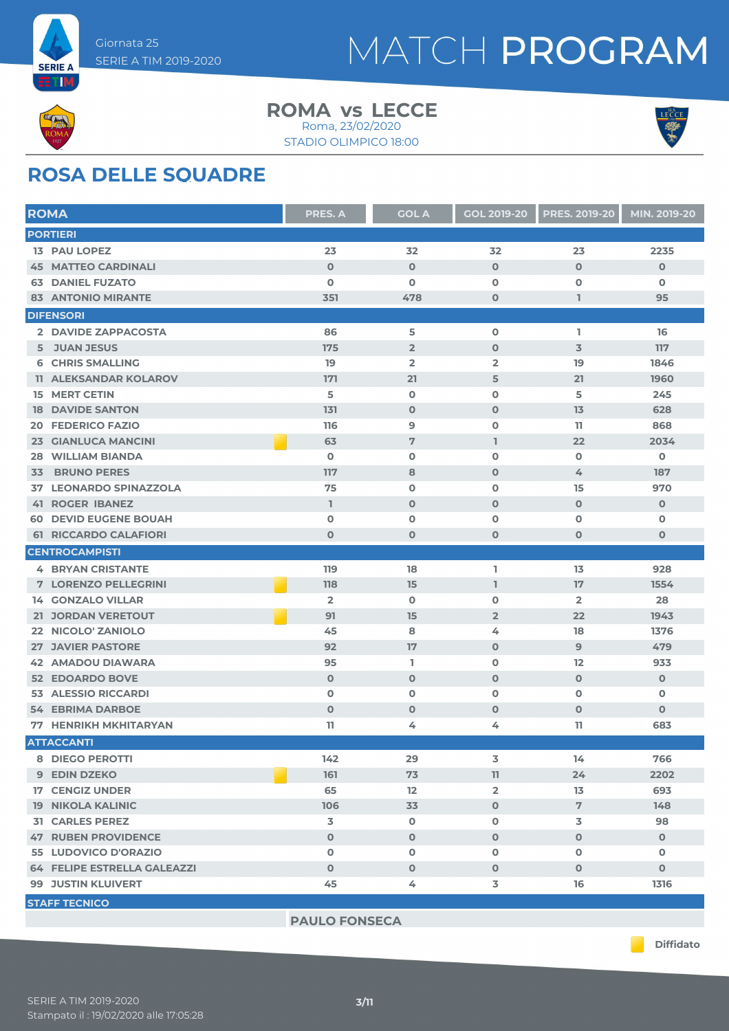Giornata 25
SERIE A TIM 2019-2020

# MATCH PROGRAM

**ROMA vs LECCE**
Roma, 23/02/2020
STADIO OLIMPICO 18:00

## ROSA DELLE SQUADRE

| ROMA | | PRES. A | GOL A | GOL 2019-20 | PRES. 2019-20 | MIN. 2019-20 |
|---|---|---|---|---|---|---|
| **PORTIERI** | | | | | | |
| 13 PAU LOPEZ | | 23 | 32 | 32 | 23 | 2235 |
| 45 MATTEO CARDINALI | | 0 | 0 | 0 | 0 | 0 |
| 63 DANIEL FUZATO | | 0 | 0 | 0 | 0 | 0 |
| 83 ANTONIO MIRANTE | | 351 | 478 | 0 | 1 | 95 |
| **DIFENSORI** | | | | | | |
| 2 DAVIDE ZAPPACOSTA | | 86 | 5 | 0 | 1 | 16 |
| 5 JUAN JESUS | | 175 | 2 | 0 | 3 | 117 |
| 6 CHRIS SMALLING | | 19 | 2 | 2 | 19 | 1846 |
| 11 ALEKSANDAR KOLAROV | | 171 | 21 | 5 | 21 | 1960 |
| 15 MERT CETIN | | 5 | 0 | 0 | 5 | 245 |
| 18 DAVIDE SANTON | | 131 | 0 | 0 | 13 | 628 |
| 20 FEDERICO FAZIO | | 116 | 9 | 0 | 11 | 868 |
| 23 GIANLUCA MANCINI | Diffidato | 63 | 7 | 1 | 22 | 2034 |
| 28 WILLIAM BIANDA | | 0 | 0 | 0 | 0 | 0 |
| 33 BRUNO PERES | | 117 | 8 | 0 | 4 | 187 |
| 37 LEONARDO SPINAZZOLA | | 75 | 0 | 0 | 15 | 970 |
| 41 ROGER IBANEZ | | 1 | 0 | 0 | 0 | 0 |
| 60 DEVID EUGENE BOUAH | | 0 | 0 | 0 | 0 | 0 |
| 61 RICCARDO CALAFIORI | | 0 | 0 | 0 | 0 | 0 |
| **CENTROCAMPISTI** | | | | | | |
| 4 BRYAN CRISTANTE | | 119 | 18 | 1 | 13 | 928 |
| 7 LORENZO PELLEGRINI | Diffidato | 118 | 15 | 1 | 17 | 1554 |
| 14 GONZALO VILLAR | | 2 | 0 | 0 | 2 | 28 |
| 21 JORDAN VERETOUT | Diffidato | 91 | 15 | 2 | 22 | 1943 |
| 22 NICOLO' ZANIOLO | | 45 | 8 | 4 | 18 | 1376 |
| 27 JAVIER PASTORE | | 92 | 17 | 0 | 9 | 479 |
| 42 AMADOU DIAWARA | | 95 | 1 | 0 | 12 | 933 |
| 52 EDOARDO BOVE | | 0 | 0 | 0 | 0 | 0 |
| 53 ALESSIO RICCARDI | | 0 | 0 | 0 | 0 | 0 |
| 54 EBRIMA DARBOE | | 0 | 0 | 0 | 0 | 0 |
| 77 HENRIKH MKHITARYAN | | 11 | 4 | 4 | 11 | 683 |
| **ATTACCANTI** | | | | | | |
| 8 DIEGO PEROTTI | | 142 | 29 | 3 | 14 | 766 |
| 9 EDIN DZEKO | Diffidato | 161 | 73 | 11 | 24 | 2202 |
| 17 CENGIZ UNDER | | 65 | 12 | 2 | 13 | 693 |
| 19 NIKOLA KALINIC | | 106 | 33 | 0 | 7 | 148 |
| 31 CARLES PEREZ | | 3 | 0 | 0 | 3 | 98 |
| 47 RUBEN PROVIDENCE | | 0 | 0 | 0 | 0 | 0 |
| 55 LUDOVICO D'ORAZIO | | 0 | 0 | 0 | 0 | 0 |
| 64 FELIPE ESTRELLA GALEAZZI | | 0 | 0 | 0 | 0 | 0 |
| 99 JUSTIN KLUIVERT | | 45 | 4 | 3 | 16 | 1316 |
| **STAFF TECNICO** | | | | | | |
| | PAULO FONSECA | | | | | |

Diffidato

SERIE A TIM 2019-2020
Stampato il : 19/02/2020 alle 17:05:28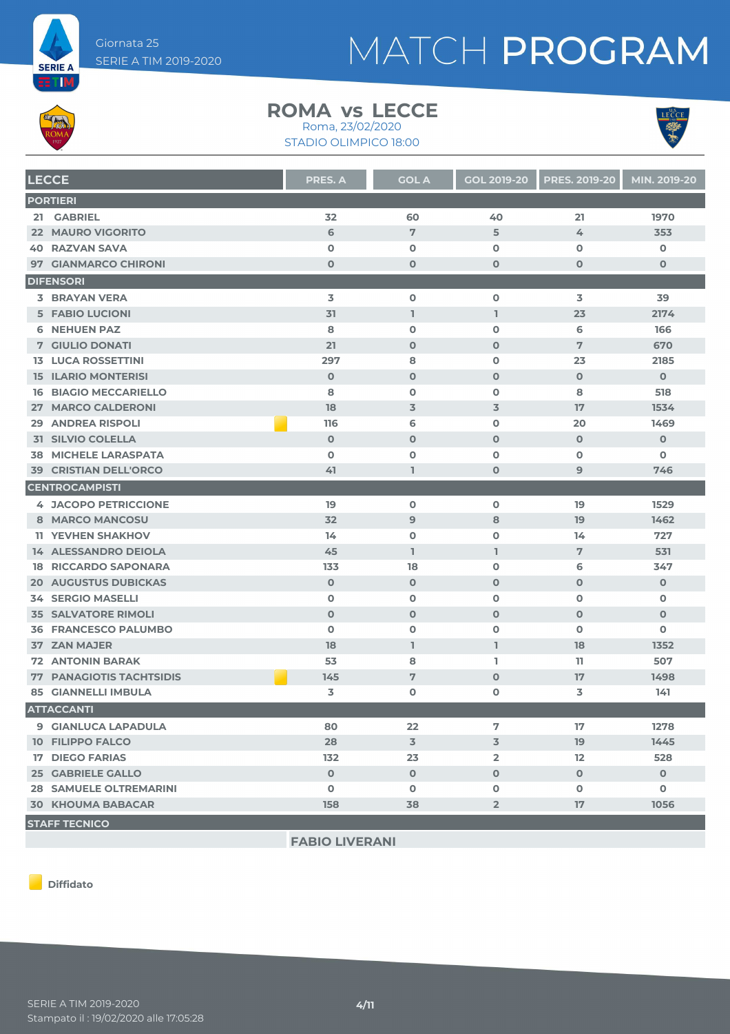Giornata 25

SERIE A TIM 2019-2020

# MATCH PROGRAM

## ROMA vs LECCE

Roma, 23/02/2020

STADIO OLIMPICO 18:00

| LECCE | | PRES. A | GOL A | GOL 2019-20 | PRES. 2019-20 | MIN. 2019-20 |
|---|---|---|---|---|---|---|
| **PORTIERI** | | | | | | |
| 21 GABRIEL | | 32 | 60 | 40 | 21 | 1970 |
| 22 MAURO VIGORITO | | 6 | 7 | 5 | 4 | 353 |
| 40 RAZVAN SAVA | | 0 | 0 | 0 | 0 | 0 |
| 97 GIANMARCO CHIRONI | | 0 | 0 | 0 | 0 | 0 |
| **DIFENSORI** | | | | | | |
| 3 BRAYAN VERA | | 3 | 0 | 0 | 3 | 39 |
| 5 FABIO LUCIONI | | 31 | 1 | 1 | 23 | 2174 |
| 6 NEHUEN PAZ | | 8 | 0 | 0 | 6 | 166 |
| 7 GIULIO DONATI | | 21 | 0 | 0 | 7 | 670 |
| 13 LUCA ROSSETTINI | | 297 | 8 | 0 | 23 | 2185 |
| 15 ILARIO MONTERISI | | 0 | 0 | 0 | 0 | 0 |
| 16 BIAGIO MECCARIELLO | | 8 | 0 | 0 | 8 | 518 |
| 27 MARCO CALDERONI | | 18 | 3 | 3 | 17 | 1534 |
| 29 ANDREA RISPOLI | Diffidato | 116 | 6 | 0 | 20 | 1469 |
| 31 SILVIO COLELLA | | 0 | 0 | 0 | 0 | 0 |
| 38 MICHELE LARASPATA | | 0 | 0 | 0 | 0 | 0 |
| 39 CRISTIAN DELL'ORCO | | 41 | 1 | 0 | 9 | 746 |
| **CENTROCAMPISTI** | | | | | | |
| 4 JACOPO PETRICCIONE | | 19 | 0 | 0 | 19 | 1529 |
| 8 MARCO MANCOSU | | 32 | 9 | 8 | 19 | 1462 |
| 11 YEVHEN SHAKHOV | | 14 | 0 | 0 | 14 | 727 |
| 14 ALESSANDRO DEIOLA | | 45 | 1 | 1 | 7 | 531 |
| 18 RICCARDO SAPONARA | | 133 | 18 | 0 | 6 | 347 |
| 20 AUGUSTUS DUBICKAS | | 0 | 0 | 0 | 0 | 0 |
| 34 SERGIO MASELLI | | 0 | 0 | 0 | 0 | 0 |
| 35 SALVATORE RIMOLI | | 0 | 0 | 0 | 0 | 0 |
| 36 FRANCESCO PALUMBO | | 0 | 0 | 0 | 0 | 0 |
| 37 ZAN MAJER | | 18 | 1 | 1 | 18 | 1352 |
| 72 ANTONIN BARAK | | 53 | 8 | 1 | 11 | 507 |
| 77 PANAGIOTIS TACHTSIDIS | Diffidato | 145 | 7 | 0 | 17 | 1498 |
| 85 GIANNELLI IMBULA | | 3 | 0 | 0 | 3 | 141 |
| **ATTACCANTI** | | | | | | |
| 9 GIANLUCA LAPADULA | | 80 | 22 | 7 | 17 | 1278 |
| 10 FILIPPO FALCO | | 28 | 3 | 3 | 19 | 1445 |
| 17 DIEGO FARIAS | | 132 | 23 | 2 | 12 | 528 |
| 25 GABRIELE GALLO | | 0 | 0 | 0 | 0 | 0 |
| 28 SAMUELE OLTREMARINI | | 0 | 0 | 0 | 0 | 0 |
| 30 KHOUMA BABACAR | | 158 | 38 | 2 | 17 | 1056 |

**STAFF TECNICO**

FABIO LIVERANI

Diffidato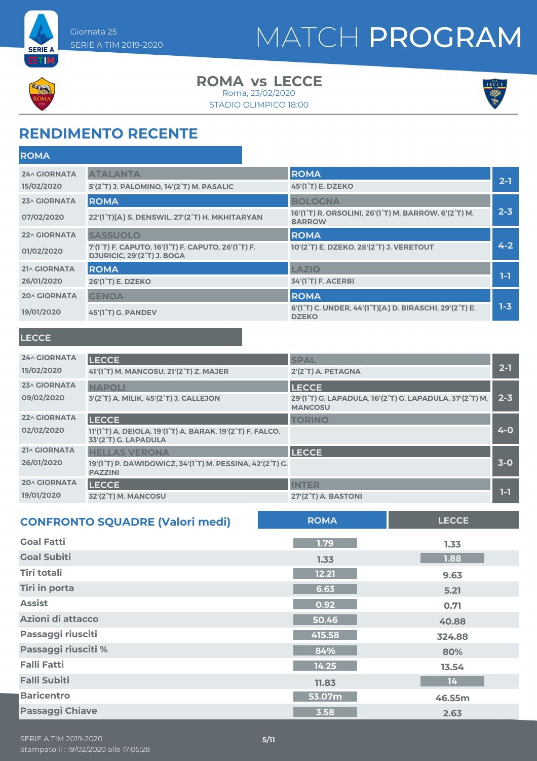Giornata 25
SERIE A TIM 2019-2020

# MATCH PROGRAM

## ROMA vs LECCE

Roma, 23/02/2020
STADIO OLIMPICO 18:00

## RENDIMENTO RECENTE

### ROMA

| Giornata | Casa | Trasferta | Risultato |
|---|---|---|---|
| 24^ GIORNATA 15/02/2020 | ATALANTA<br>5'(2°T) J. PALOMINO, 14'(2°T) M. PASALIC | ROMA<br>45'(1°T) E. DZEKO | 2-1 |
| 23^ GIORNATA 07/02/2020 | ROMA<br>22'(1°T)[A] S. DENSWIL, 27'(2°T) H. MKHITARYAN | BOLOGNA<br>16'(1°T) R. ORSOLINI, 26'(1°T) M. BARROW, 6'(2°T) M. BARROW | 2-3 |
| 22^ GIORNATA 01/02/2020 | SASSUOLO<br>7'(1°T) F. CAPUTO, 16'(1°T) F. CAPUTO, 26'(1°T) F. DJURICIC, 29'(2°T) J. BOGA | ROMA<br>10'(2°T) E. DZEKO, 28'(2°T) J. VERETOUT | 4-2 |
| 21^ GIORNATA 26/01/2020 | ROMA<br>26'(1°T) E. DZEKO | LAZIO<br>34'(1°T) F. ACERBI | 1-1 |
| 20^ GIORNATA 19/01/2020 | GENOA<br>45'(1°T) G. PANDEV | ROMA<br>6'(1°T) C. UNDER, 44'(1°T)[A] D. BIRASCHI, 29'(2°T) E. DZEKO | 1-3 |

### LECCE

| Giornata | Casa | Trasferta | Risultato |
|---|---|---|---|
| 24^ GIORNATA 15/02/2020 | LECCE<br>41'(1°T) M. MANCOSU, 21'(2°T) Z. MAJER | SPAL<br>2'(2°T) A. PETAGNA | 2-1 |
| 23^ GIORNATA 09/02/2020 | NAPOLI<br>3'(2°T) A. MILIK, 45'(2°T) J. CALLEJON | LECCE<br>29'(1°T) G. LAPADULA, 16'(2°T) G. LAPADULA, 37'(2°T) M. MANCOSU | 2-3 |
| 22^ GIORNATA 02/02/2020 | LECCE<br>11'(1°T) A. DEIOLA, 19'(1°T) A. BARAK, 19'(2°T) F. FALCO, 33'(2°T) G. LAPADULA | TORINO | 4-0 |
| 21^ GIORNATA 26/01/2020 | HELLAS VERONA<br>19'(1°T) P. DAWIDOWICZ, 34'(1°T) M. PESSINA, 42'(2°T) G. PAZZINI | LECCE | 3-0 |
| 20^ GIORNATA 19/01/2020 | LECCE<br>32'(2°T) M. MANCOSU | INTER<br>27'(2°T) A. BASTONI | 1-1 |

## CONFRONTO SQUADRE (Valori medi)

| | ROMA | LECCE |
|---|---|---|
| Goal Fatti | 1.79 | 1.33 |
| Goal Subiti | 1.33 | 1.88 |
| Tiri totali | 12.21 | 9.63 |
| Tiri in porta | 6.63 | 5.21 |
| Assist | 0.92 | 0.71 |
| Azioni di attacco | 50.46 | 40.88 |
| Passaggi riusciti | 415.58 | 324.88 |
| Passaggi riusciti % | 84% | 80% |
| Falli Fatti | 14.25 | 13.54 |
| Falli Subiti | 11.83 | 14 |
| Baricentro | 53.07m | 46.55m |
| Passaggi Chiave | 3.58 | 2.63 |

SERIE A TIM 2019-2020
Stampato il : 19/02/2020 alle 17:05:28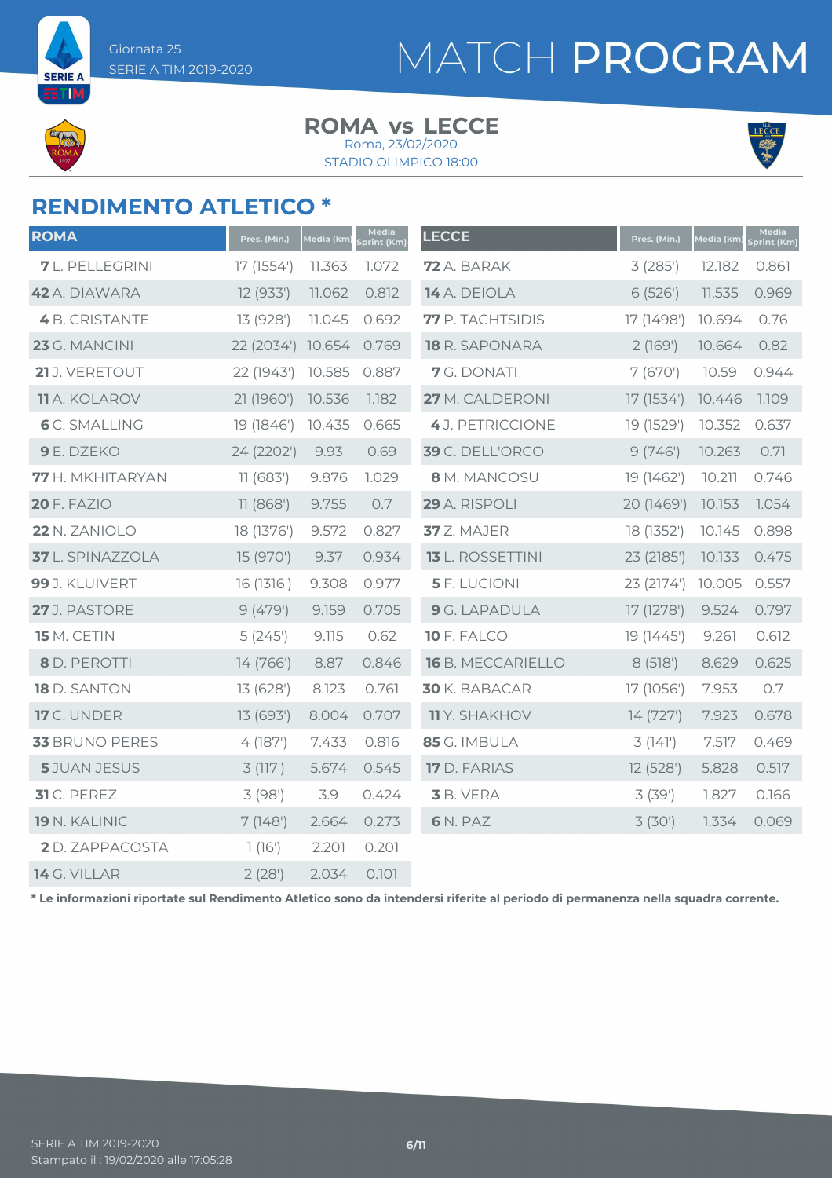Giornata 25
SERIE A TIM 2019-2020

# MATCH PROGRAM

## ROMA vs LECCE

Roma, 23/02/2020
STADIO OLIMPICO 18:00

## RENDIMENTO ATLETICO *

| ROMA | Pres. (Min.) | Media (km) | Media Sprint (Km) |
|---|---|---|---|
| **7** L. PELLEGRINI | 17 (1554') | 11.363 | 1.072 |
| **42** A. DIAWARA | 12 (933') | 11.062 | 0.812 |
| **4** B. CRISTANTE | 13 (928') | 11.045 | 0.692 |
| **23** G. MANCINI | 22 (2034') | 10.654 | 0.769 |
| **21** J. VERETOUT | 22 (1943') | 10.585 | 0.887 |
| **11** A. KOLAROV | 21 (1960') | 10.536 | 1.182 |
| **6** C. SMALLING | 19 (1846') | 10.435 | 0.665 |
| **9** E. DZEKO | 24 (2202') | 9.93 | 0.69 |
| **77** H. MKHITARYAN | 11 (683') | 9.876 | 1.029 |
| **20** F. FAZIO | 11 (868') | 9.755 | 0.7 |
| **22** N. ZANIOLO | 18 (1376') | 9.572 | 0.827 |
| **37** L. SPINAZZOLA | 15 (970') | 9.37 | 0.934 |
| **99** J. KLUIVERT | 16 (1316') | 9.308 | 0.977 |
| **27** J. PASTORE | 9 (479') | 9.159 | 0.705 |
| **15** M. CETIN | 5 (245') | 9.115 | 0.62 |
| **8** D. PEROTTI | 14 (766') | 8.87 | 0.846 |
| **18** D. SANTON | 13 (628') | 8.123 | 0.761 |
| **17** C. UNDER | 13 (693') | 8.004 | 0.707 |
| **33** BRUNO PERES | 4 (187') | 7.433 | 0.816 |
| **5** JUAN JESUS | 3 (117') | 5.674 | 0.545 |
| **31** C. PEREZ | 3 (98') | 3.9 | 0.424 |
| **19** N. KALINIC | 7 (148') | 2.664 | 0.273 |
| **2** D. ZAPPACOSTA | 1 (16') | 2.201 | 0.201 |
| **14** G. VILLAR | 2 (28') | 2.034 | 0.101 |

| LECCE | Pres. (Min.) | Media (km) | Media Sprint (Km) |
|---|---|---|---|
| **72** A. BARAK | 3 (285') | 12.182 | 0.861 |
| **14** A. DEIOLA | 6 (526') | 11.535 | 0.969 |
| **77** P. TACHTSIDIS | 17 (1498') | 10.694 | 0.76 |
| **18** R. SAPONARA | 2 (169') | 10.664 | 0.82 |
| **7** G. DONATI | 7 (670') | 10.59 | 0.944 |
| **27** M. CALDERONI | 17 (1534') | 10.446 | 1.109 |
| **4** J. PETRICCIONE | 19 (1529') | 10.352 | 0.637 |
| **39** C. DELL'ORCO | 9 (746') | 10.263 | 0.71 |
| **8** M. MANCOSU | 19 (1462') | 10.211 | 0.746 |
| **29** A. RISPOLI | 20 (1469') | 10.153 | 1.054 |
| **37** Z. MAJER | 18 (1352') | 10.145 | 0.898 |
| **13** L. ROSSETTINI | 23 (2185') | 10.133 | 0.475 |
| **5** F. LUCIONI | 23 (2174') | 10.005 | 0.557 |
| **9** G. LAPADULA | 17 (1278') | 9.524 | 0.797 |
| **10** F. FALCO | 19 (1445') | 9.261 | 0.612 |
| **16** B. MECCARIELLO | 8 (518') | 8.629 | 0.625 |
| **30** K. BABACAR | 17 (1056') | 7.953 | 0.7 |
| **11** Y. SHAKHOV | 14 (727') | 7.923 | 0.678 |
| **85** G. IMBULA | 3 (141') | 7.517 | 0.469 |
| **17** D. FARIAS | 12 (528') | 5.828 | 0.517 |
| **3** B. VERA | 3 (39') | 1.827 | 0.166 |
| **6** N. PAZ | 3 (30') | 1.334 | 0.069 |

**\* Le informazioni riportate sul Rendimento Atletico sono da intendersi riferite al periodo di permanenza nella squadra corrente.**

SERIE A TIM 2019-2020
Stampato il : 19/02/2020 alle 17:05:28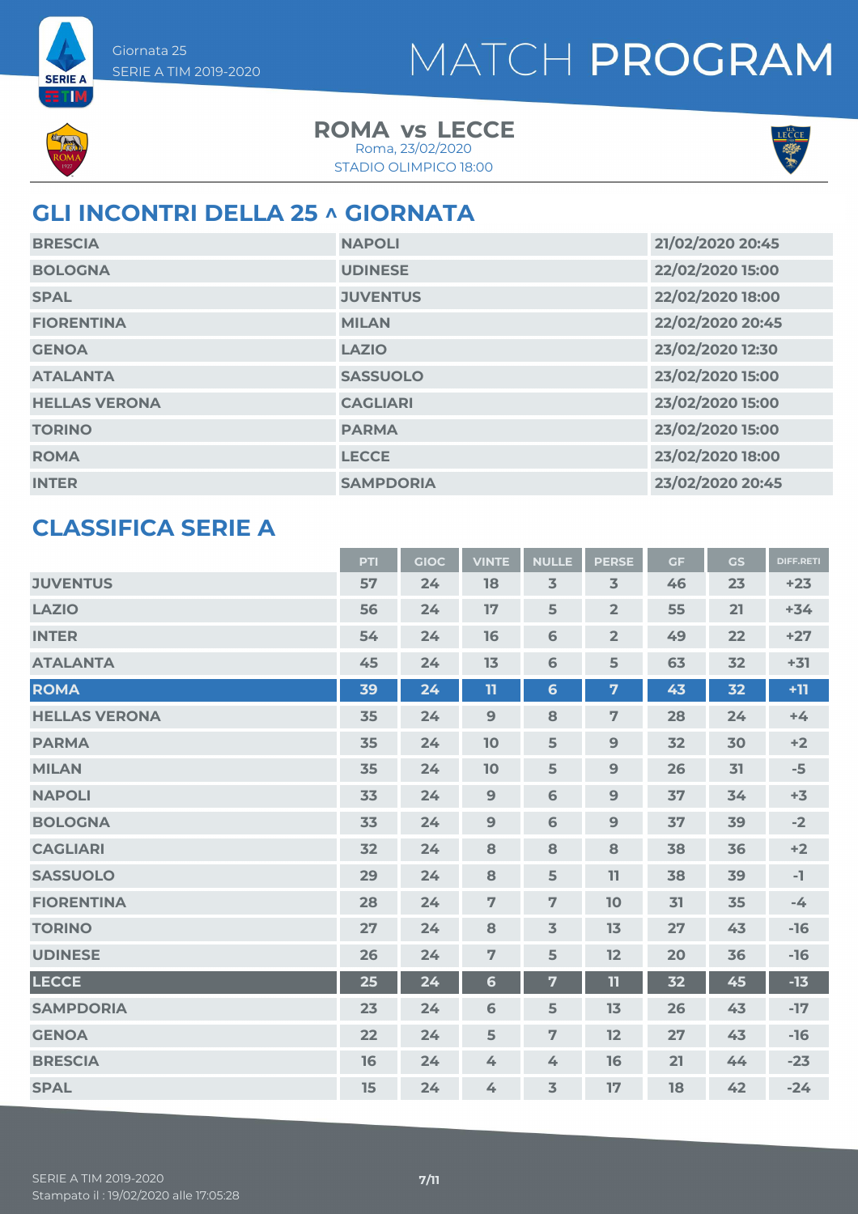Giornata 25
SERIE A TIM 2019-2020

# MATCH PROGRAM

**ROMA vs LECCE**
Roma, 23/02/2020
STADIO OLIMPICO 18:00

## GLI INCONTRI DELLA 25 ^ GIORNATA

| | | |
|---|---|---|
| BRESCIA | NAPOLI | 21/02/2020 20:45 |
| BOLOGNA | UDINESE | 22/02/2020 15:00 |
| SPAL | JUVENTUS | 22/02/2020 18:00 |
| FIORENTINA | MILAN | 22/02/2020 20:45 |
| GENOA | LAZIO | 23/02/2020 12:30 |
| ATALANTA | SASSUOLO | 23/02/2020 15:00 |
| HELLAS VERONA | CAGLIARI | 23/02/2020 15:00 |
| TORINO | PARMA | 23/02/2020 15:00 |
| ROMA | LECCE | 23/02/2020 18:00 |
| INTER | SAMPDORIA | 23/02/2020 20:45 |

## CLASSIFICA SERIE A

| | PTI | GIOC | VINTE | NULLE | PERSE | GF | GS | DIFF.RETI |
|---|---|---|---|---|---|---|---|---|
| JUVENTUS | 57 | 24 | 18 | 3 | 3 | 46 | 23 | +23 |
| LAZIO | 56 | 24 | 17 | 5 | 2 | 55 | 21 | +34 |
| INTER | 54 | 24 | 16 | 6 | 2 | 49 | 22 | +27 |
| ATALANTA | 45 | 24 | 13 | 6 | 5 | 63 | 32 | +31 |
| ROMA | 39 | 24 | 11 | 6 | 7 | 43 | 32 | +11 |
| HELLAS VERONA | 35 | 24 | 9 | 8 | 7 | 28 | 24 | +4 |
| PARMA | 35 | 24 | 10 | 5 | 9 | 32 | 30 | +2 |
| MILAN | 35 | 24 | 10 | 5 | 9 | 26 | 31 | -5 |
| NAPOLI | 33 | 24 | 9 | 6 | 9 | 37 | 34 | +3 |
| BOLOGNA | 33 | 24 | 9 | 6 | 9 | 37 | 39 | -2 |
| CAGLIARI | 32 | 24 | 8 | 8 | 8 | 38 | 36 | +2 |
| SASSUOLO | 29 | 24 | 8 | 5 | 11 | 38 | 39 | -1 |
| FIORENTINA | 28 | 24 | 7 | 7 | 10 | 31 | 35 | -4 |
| TORINO | 27 | 24 | 8 | 3 | 13 | 27 | 43 | -16 |
| UDINESE | 26 | 24 | 7 | 5 | 12 | 20 | 36 | -16 |
| LECCE | 25 | 24 | 6 | 7 | 11 | 32 | 45 | -13 |
| SAMPDORIA | 23 | 24 | 6 | 5 | 13 | 26 | 43 | -17 |
| GENOA | 22 | 24 | 5 | 7 | 12 | 27 | 43 | -16 |
| BRESCIA | 16 | 24 | 4 | 4 | 16 | 21 | 44 | -23 |
| SPAL | 15 | 24 | 4 | 3 | 17 | 18 | 42 | -24 |

SERIE A TIM 2019-2020
Stampato il : 19/02/2020 alle 17:05:28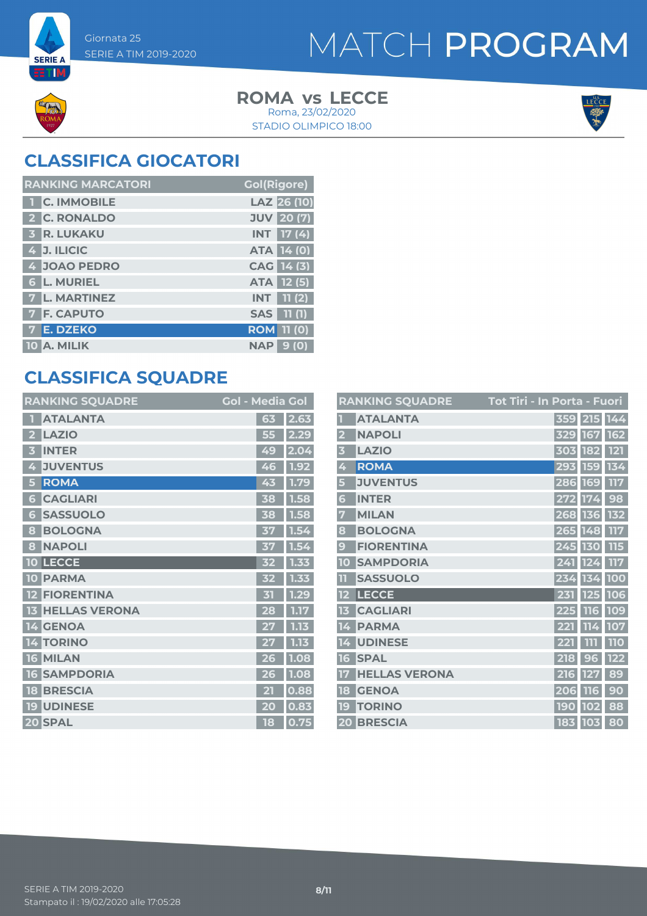Giornata 25
SERIE A TIM 2019-2020

# MATCH PROGRAM

**ROMA vs LECCE**
Roma, 23/02/2020
STADIO OLIMPICO 18:00

## CLASSIFICA GIOCATORI

| RANKING MARCATORI | | | Gol(Rigore) |
|---|---|---|---|
| 1 | C. IMMOBILE | LAZ | 26 (10) |
| 2 | C. RONALDO | JUV | 20 (7) |
| 3 | R. LUKAKU | INT | 17 (4) |
| 4 | J. ILICIC | ATA | 14 (0) |
| 4 | JOAO PEDRO | CAG | 14 (3) |
| 6 | L. MURIEL | ATA | 12 (5) |
| 7 | L. MARTINEZ | INT | 11 (2) |
| 7 | F. CAPUTO | SAS | 11 (1) |
| 7 | E. DZEKO | ROM | 11 (0) |
| 10 | A. MILIK | NAP | 9 (0) |

## CLASSIFICA SQUADRE

| RANKING SQUADRE | | Gol | Media Gol |
|---|---|---|---|
| 1 | ATALANTA | 63 | 2.63 |
| 2 | LAZIO | 55 | 2.29 |
| 3 | INTER | 49 | 2.04 |
| 4 | JUVENTUS | 46 | 1.92 |
| 5 | ROMA | 43 | 1.79 |
| 6 | CAGLIARI | 38 | 1.58 |
| 6 | SASSUOLO | 38 | 1.58 |
| 8 | BOLOGNA | 37 | 1.54 |
| 8 | NAPOLI | 37 | 1.54 |
| 10 | LECCE | 32 | 1.33 |
| 10 | PARMA | 32 | 1.33 |
| 12 | FIORENTINA | 31 | 1.29 |
| 13 | HELLAS VERONA | 28 | 1.17 |
| 14 | GENOA | 27 | 1.13 |
| 14 | TORINO | 27 | 1.13 |
| 16 | MILAN | 26 | 1.08 |
| 16 | SAMPDORIA | 26 | 1.08 |
| 18 | BRESCIA | 21 | 0.88 |
| 19 | UDINESE | 20 | 0.83 |
| 20 | SPAL | 18 | 0.75 |

| RANKING SQUADRE | | Tot Tiri | In Porta | Fuori |
|---|---|---|---|---|
| 1 | ATALANTA | 359 | 215 | 144 |
| 2 | NAPOLI | 329 | 167 | 162 |
| 3 | LAZIO | 303 | 182 | 121 |
| 4 | ROMA | 293 | 159 | 134 |
| 5 | JUVENTUS | 286 | 169 | 117 |
| 6 | INTER | 272 | 174 | 98 |
| 7 | MILAN | 268 | 136 | 132 |
| 8 | BOLOGNA | 265 | 148 | 117 |
| 9 | FIORENTINA | 245 | 130 | 115 |
| 10 | SAMPDORIA | 241 | 124 | 117 |
| 11 | SASSUOLO | 234 | 134 | 100 |
| 12 | LECCE | 231 | 125 | 106 |
| 13 | CAGLIARI | 225 | 116 | 109 |
| 14 | PARMA | 221 | 114 | 107 |
| 14 | UDINESE | 221 | 111 | 110 |
| 16 | SPAL | 218 | 96 | 122 |
| 17 | HELLAS VERONA | 216 | 127 | 89 |
| 18 | GENOA | 206 | 116 | 90 |
| 19 | TORINO | 190 | 102 | 88 |
| 20 | BRESCIA | 183 | 103 | 80 |

SERIE A TIM 2019-2020
Stampato il : 19/02/2020 alle 17:05:28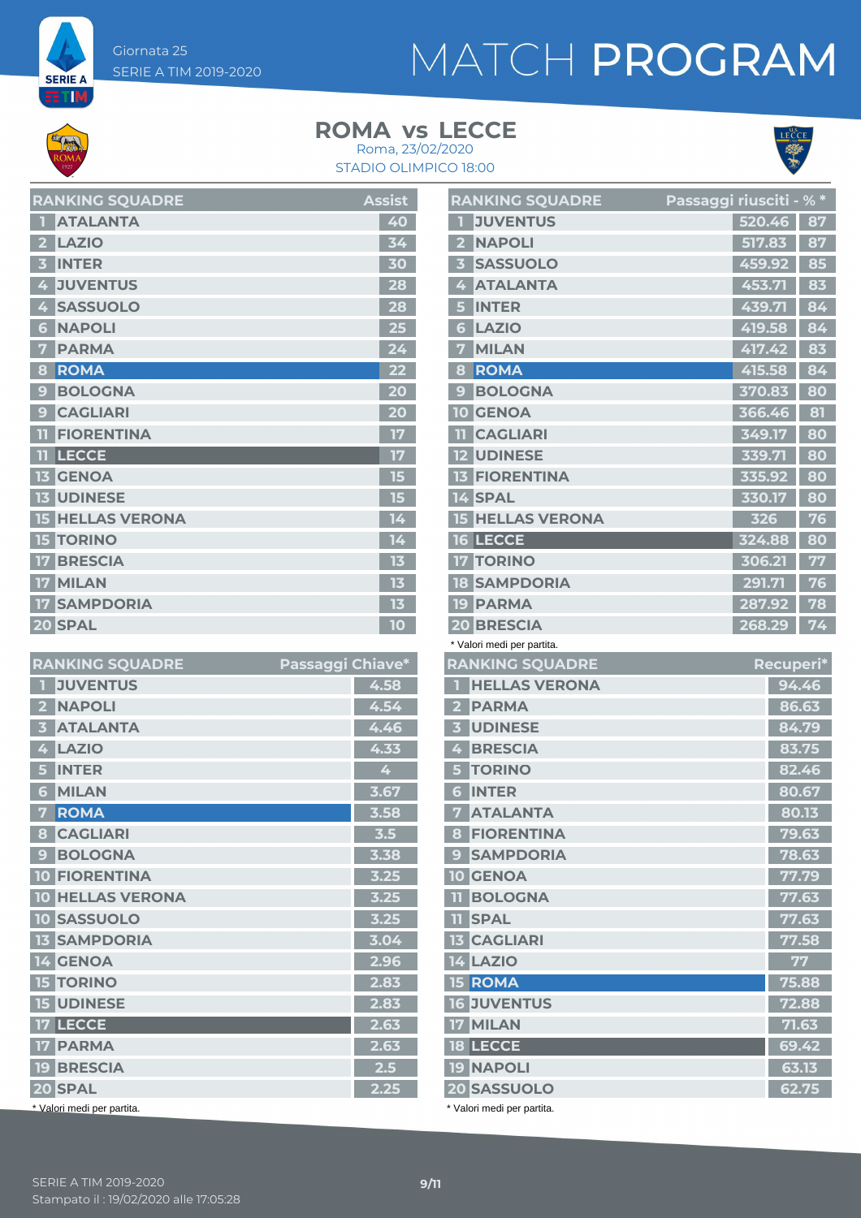Giornata 25
SERIE A TIM 2019-2020

# MATCH PROGRAM

## ROMA vs LECCE

Roma, 23/02/2020
STADIO OLIMPICO 18:00

| RANKING SQUADRE | | Assist |
|---|---|---|
| 1 | ATALANTA | 40 |
| 2 | LAZIO | 34 |
| 3 | INTER | 30 |
| 4 | JUVENTUS | 28 |
| 4 | SASSUOLO | 28 |
| 6 | NAPOLI | 25 |
| 7 | PARMA | 24 |
| 8 | ROMA | 22 |
| 9 | BOLOGNA | 20 |
| 9 | CAGLIARI | 20 |
| 11 | FIORENTINA | 17 |
| 11 | LECCE | 17 |
| 13 | GENOA | 15 |
| 13 | UDINESE | 15 |
| 15 | HELLAS VERONA | 14 |
| 15 | TORINO | 14 |
| 17 | BRESCIA | 13 |
| 17 | MILAN | 13 |
| 17 | SAMPDORIA | 13 |
| 20 | SPAL | 10 |

| RANKING SQUADRE | | Passaggi riusciti* | % * |
|---|---|---|---|
| 1 | JUVENTUS | 520.46 | 87 |
| 2 | NAPOLI | 517.83 | 87 |
| 3 | SASSUOLO | 459.92 | 85 |
| 4 | ATALANTA | 453.71 | 83 |
| 5 | INTER | 439.71 | 84 |
| 6 | LAZIO | 419.58 | 84 |
| 7 | MILAN | 417.42 | 83 |
| 8 | ROMA | 415.58 | 84 |
| 9 | BOLOGNA | 370.83 | 80 |
| 10 | GENOA | 366.46 | 81 |
| 11 | CAGLIARI | 349.17 | 80 |
| 12 | UDINESE | 339.71 | 80 |
| 13 | FIORENTINA | 335.92 | 80 |
| 14 | SPAL | 330.17 | 80 |
| 15 | HELLAS VERONA | 326 | 76 |
| 16 | LECCE | 324.88 | 80 |
| 17 | TORINO | 306.21 | 77 |
| 18 | SAMPDORIA | 291.71 | 76 |
| 19 | PARMA | 287.92 | 78 |
| 20 | BRESCIA | 268.29 | 74 |

* Valori medi per partita.

| RANKING SQUADRE | | Passaggi Chiave* |
|---|---|---|
| 1 | JUVENTUS | 4.58 |
| 2 | NAPOLI | 4.54 |
| 3 | ATALANTA | 4.46 |
| 4 | LAZIO | 4.33 |
| 5 | INTER | 4 |
| 6 | MILAN | 3.67 |
| 7 | ROMA | 3.58 |
| 8 | CAGLIARI | 3.5 |
| 9 | BOLOGNA | 3.38 |
| 10 | FIORENTINA | 3.25 |
| 10 | HELLAS VERONA | 3.25 |
| 10 | SASSUOLO | 3.25 |
| 13 | SAMPDORIA | 3.04 |
| 14 | GENOA | 2.96 |
| 15 | TORINO | 2.83 |
| 15 | UDINESE | 2.83 |
| 17 | LECCE | 2.63 |
| 17 | PARMA | 2.63 |
| 19 | BRESCIA | 2.5 |
| 20 | SPAL | 2.25 |

* Valori medi per partita.

| RANKING SQUADRE | | Recuperi* |
|---|---|---|
| 1 | HELLAS VERONA | 94.46 |
| 2 | PARMA | 86.63 |
| 3 | UDINESE | 84.79 |
| 4 | BRESCIA | 83.75 |
| 5 | TORINO | 82.46 |
| 6 | INTER | 80.67 |
| 7 | ATALANTA | 80.13 |
| 8 | FIORENTINA | 79.63 |
| 9 | SAMPDORIA | 78.63 |
| 10 | GENOA | 77.79 |
| 11 | BOLOGNA | 77.63 |
| 11 | SPAL | 77.63 |
| 13 | CAGLIARI | 77.58 |
| 14 | LAZIO | 77 |
| 15 | ROMA | 75.88 |
| 16 | JUVENTUS | 72.88 |
| 17 | MILAN | 71.63 |
| 18 | LECCE | 69.42 |
| 19 | NAPOLI | 63.13 |
| 20 | SASSUOLO | 62.75 |

* Valori medi per partita.

SERIE A TIM 2019-2020
Stampato il : 19/02/2020 alle 17:05:28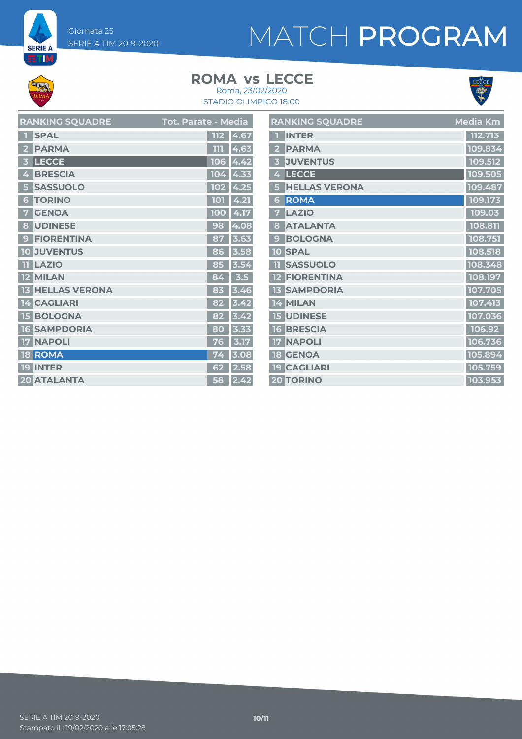Giornata 25
SERIE A TIM 2019-2020

# MATCH PROGRAM

## ROMA vs LECCE

Roma, 23/02/2020
STADIO OLIMPICO 18:00

| # | RANKING SQUADRE | Tot. Parate | Media |
|---|---|---|---|
| 1 | SPAL | 112 | 4.67 |
| 2 | PARMA | 111 | 4.63 |
| 3 | LECCE | 106 | 4.42 |
| 4 | BRESCIA | 104 | 4.33 |
| 5 | SASSUOLO | 102 | 4.25 |
| 6 | TORINO | 101 | 4.21 |
| 7 | GENOA | 100 | 4.17 |
| 8 | UDINESE | 98 | 4.08 |
| 9 | FIORENTINA | 87 | 3.63 |
| 10 | JUVENTUS | 86 | 3.58 |
| 11 | LAZIO | 85 | 3.54 |
| 12 | MILAN | 84 | 3.5 |
| 13 | HELLAS VERONA | 83 | 3.46 |
| 14 | CAGLIARI | 82 | 3.42 |
| 15 | BOLOGNA | 82 | 3.42 |
| 16 | SAMPDORIA | 80 | 3.33 |
| 17 | NAPOLI | 76 | 3.17 |
| 18 | ROMA | 74 | 3.08 |
| 19 | INTER | 62 | 2.58 |
| 20 | ATALANTA | 58 | 2.42 |

| # | RANKING SQUADRE | Media Km |
|---|---|---|
| 1 | INTER | 112.713 |
| 2 | PARMA | 109.834 |
| 3 | JUVENTUS | 109.512 |
| 4 | LECCE | 109.505 |
| 5 | HELLAS VERONA | 109.487 |
| 6 | ROMA | 109.173 |
| 7 | LAZIO | 109.03 |
| 8 | ATALANTA | 108.811 |
| 9 | BOLOGNA | 108.751 |
| 10 | SPAL | 108.518 |
| 11 | SASSUOLO | 108.348 |
| 12 | FIORENTINA | 108.197 |
| 13 | SAMPDORIA | 107.705 |
| 14 | MILAN | 107.413 |
| 15 | UDINESE | 107.036 |
| 16 | BRESCIA | 106.92 |
| 17 | NAPOLI | 106.736 |
| 18 | GENOA | 105.894 |
| 19 | CAGLIARI | 105.759 |
| 20 | TORINO | 103.953 |

SERIE A TIM 2019-2020
Stampato il : 19/02/2020 alle 17:05:28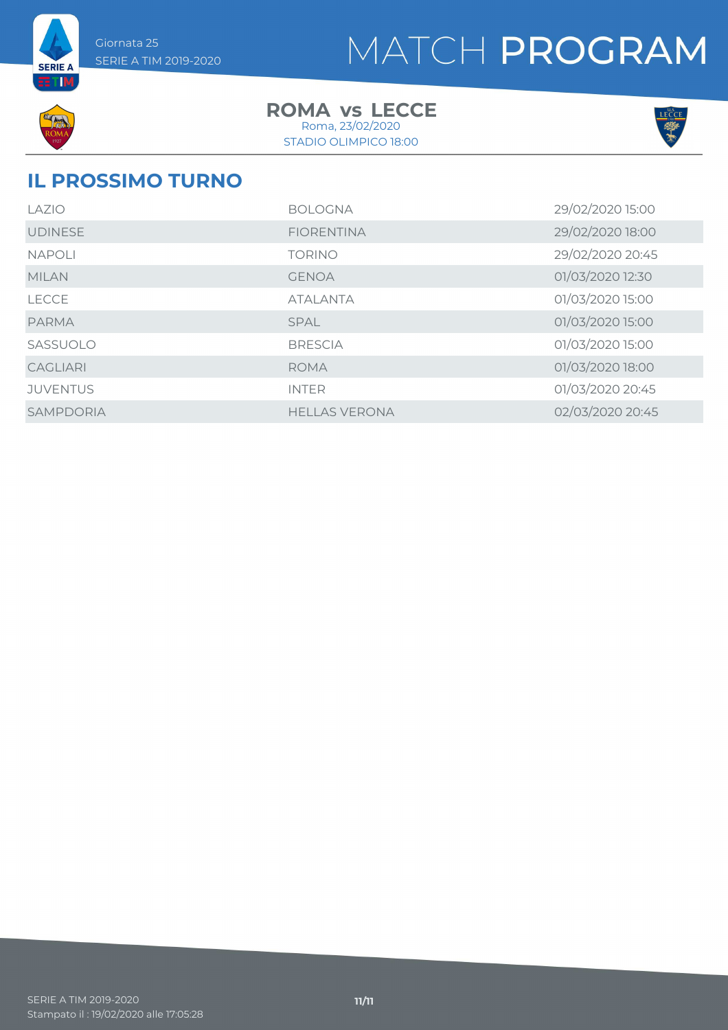# MATCH PROGRAM

Giornata 25
SERIE A TIM 2019-2020

**ROMA vs LECCE**
Roma, 23/02/2020
STADIO OLIMPICO 18:00

## IL PROSSIMO TURNO

| | | |
|---|---|---|
| LAZIO | BOLOGNA | 29/02/2020 15:00 |
| UDINESE | FIORENTINA | 29/02/2020 18:00 |
| NAPOLI | TORINO | 29/02/2020 20:45 |
| MILAN | GENOA | 01/03/2020 12:30 |
| LECCE | ATALANTA | 01/03/2020 15:00 |
| PARMA | SPAL | 01/03/2020 15:00 |
| SASSUOLO | BRESCIA | 01/03/2020 15:00 |
| CAGLIARI | ROMA | 01/03/2020 18:00 |
| JUVENTUS | INTER | 01/03/2020 20:45 |
| SAMPDORIA | HELLAS VERONA | 02/03/2020 20:45 |

SERIE A TIM 2019-2020
Stampato il : 19/02/2020 alle 17:05:28